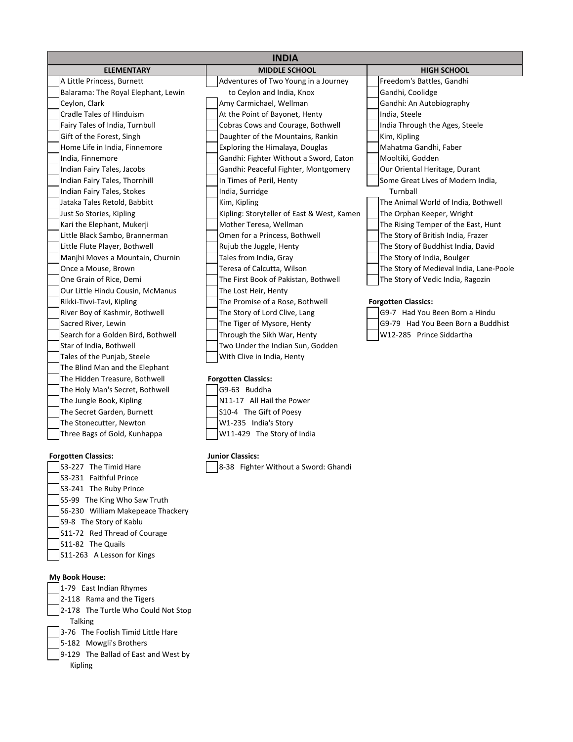# INDIA

## ELEMENTARY

- A Little Princess, Burnett
- Balarama: The Royal Elephant, Lewin
- Ceylon, Clark
- Cradle Tales of Hinduism
- Fairy Tales of India, Turnbull
- Gift of the Forest, Singh
- Home Life in India, Finnemore
- India, Finnemore
- Indian Fairy Tales, Jacobs
- Indian Fairy Tales, Thornhill
- Indian Fairy Tales, Stokes
- Jataka Tales Retold, Babbitt
- Just So Stories, Kipling
- Kari the Elephant, Mukerji
- Little Black Sambo, Brannerman
- Little Flute Player, Bothwell
- Manjhi Moves a Mountain, Churnin
- Once a Mouse, Brown
- One Grain of Rice, Demi
- Our Little Hindu Cousin, McManus
- Rikki-Tivvi-Tavi, Kipling
- River Boy of Kashmir, Bothwell
- Sacred River, Lewin
- Search for a Golden Bird, Bothwell
- Star of India, Bothwell
- Tales of the Punjab, Steele
- The Blind Man and the Elephant
- The Hidden Treasure, Bothwell
- The Holy Man's Secret, Bothwell
- The Jungle Book, Kipling
- The Secret Garden, Burnett
- The Stonecutter, Newton
- Three Bags of Gold, Kunhappa

**Forgotten Classics:**

- S3-227 The Timid Hare
- S3-231 Faithful Prince
- S3-241 The Ruby Prince
- S5-99 The King Who Saw Truth
- S6-230 William Makepeace Thackery
- S9-8 The Story of Kablu
- S11-72 Red Thread of Courage
- S11-82 The Quails
- S11-263 A Lesson for Kings

**My Book House:**

- 1-79 East Indian Rhymes
- 2-118 Rama and the Tigers
- 2-178 The Turtle Who Could Not Stop Talking
- 3-76 The Foolish Timid Little Hare
- 5-182 Mowgli's Brothers
- 9-129 The Ballad of East and West by Kipling

## MIDDLE SCHOOL

- Adventures of Two Young in a Journey to Ceylon and India, Knox
- Amy Carmichael, Wellman
- At the Point of Bayonet, Henty
- Cobras Cows and Courage, Bothwell
- Daughter of the Mountains, Rankin
- Exploring the Himalaya, Douglas
- Gandhi: Fighter Without a Sword, Eaton
- Gandhi: Peaceful Fighter, Montgomery
- In Times of Peril, Henty
- India, Surridge
- Kim, Kipling
- Kipling: Storyteller of East & West, Kamen
- Mother Teresa, Wellman
- Omen for a Princess, Bothwell
- Rujub the Juggle, Henty
- Tales from India, Gray
- Teresa of Calcutta, Wilson
- The First Book of Pakistan, Bothwell
- The Lost Heir, Henty
- The Promise of a Rose, Bothwell
- The Story of Lord Clive, Lang
- The Tiger of Mysore, Henty
- Through the Sikh War, Henty
- Two Under the Indian Sun, Godden
- With Clive in India, Henty

**Forgotten Classics:**

- G9-63 Buddha
- N11-17 All Hail the Power
- S10-4 The Gift of Poesy
- W1-235 India's Story
- W11-429 The Story of India

**Junior Classics:**

- 8-38 Fighter Without a Sword: Ghandi

## HIGH SCHOOL

- Freedom's Battles, Gandhi
- Gandhi, Coolidge
- Gandhi: An Autobiography
- India, Steele
- India Through the Ages, Steele
- Kim, Kipling
- Mahatma Gandhi, Faber
- Mooltiki, Godden
- Our Oriental Heritage, Durant
- Some Great Lives of Modern India, Turnbull
- The Animal World of India, Bothwell
- The Orphan Keeper, Wright
- The Rising Temper of the East, Hunt
- The Story of British India, Frazer
- The Story of Buddhist India, David
- The Story of India, Boulger
- The Story of Medieval India, Lane-Poole
- The Story of Vedic India, Ragozin

**Forgotten Classics:**

- G9-7 Had You Been Born a Hindu
- G9-79 Had You Been Born a Buddhist
- W12-285 Prince Siddartha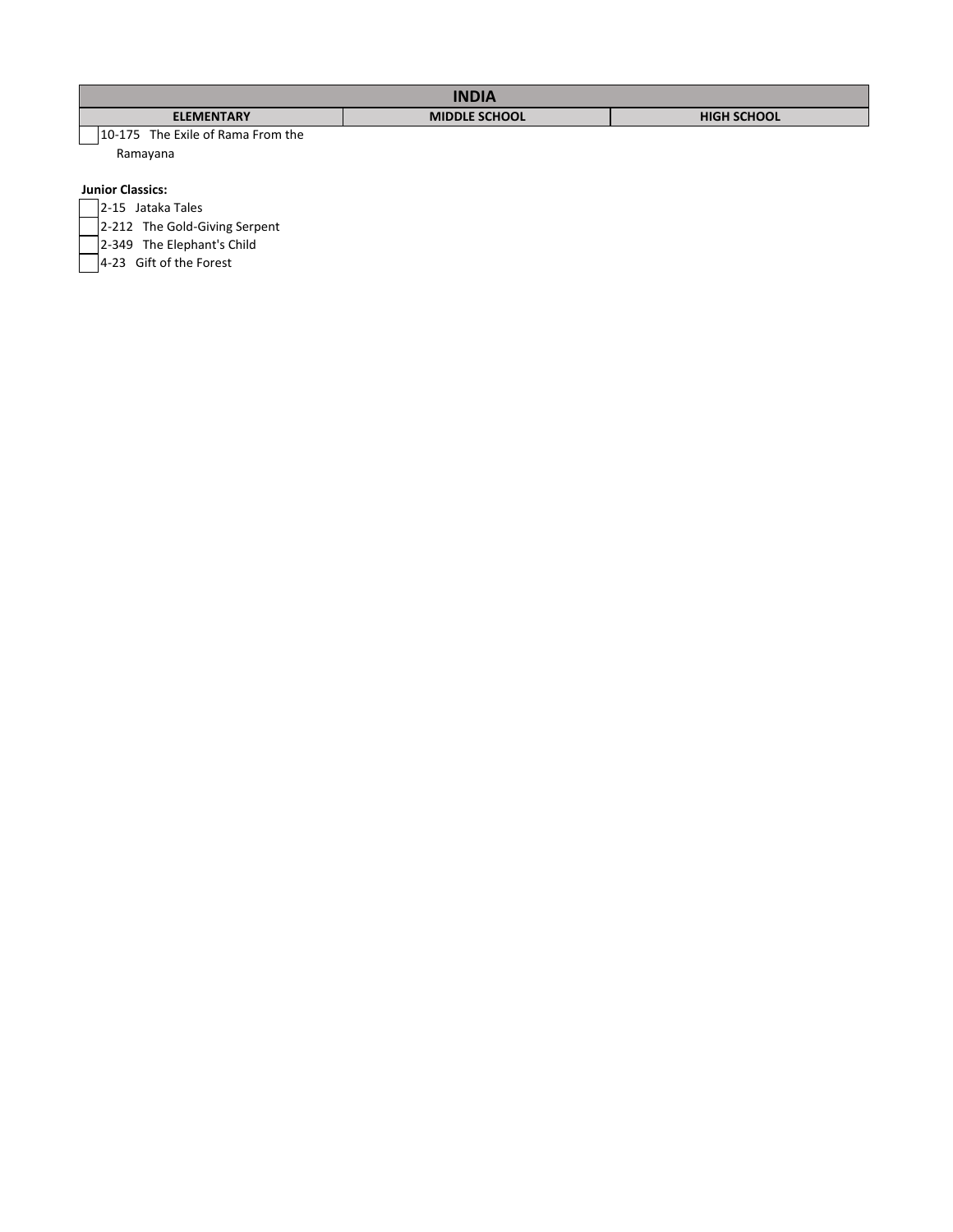| INDIA | | |
| --- | --- | --- |
| ELEMENTARY | MIDDLE SCHOOL | HIGH SCHOOL |

- [ ] 10-175 The Exile of Rama From the Ramayana

**Junior Classics:**

- [ ] 2-15 Jataka Tales
- [ ] 2-212 The Gold-Giving Serpent
- [ ] 2-349 The Elephant's Child
- [ ] 4-23 Gift of the Forest